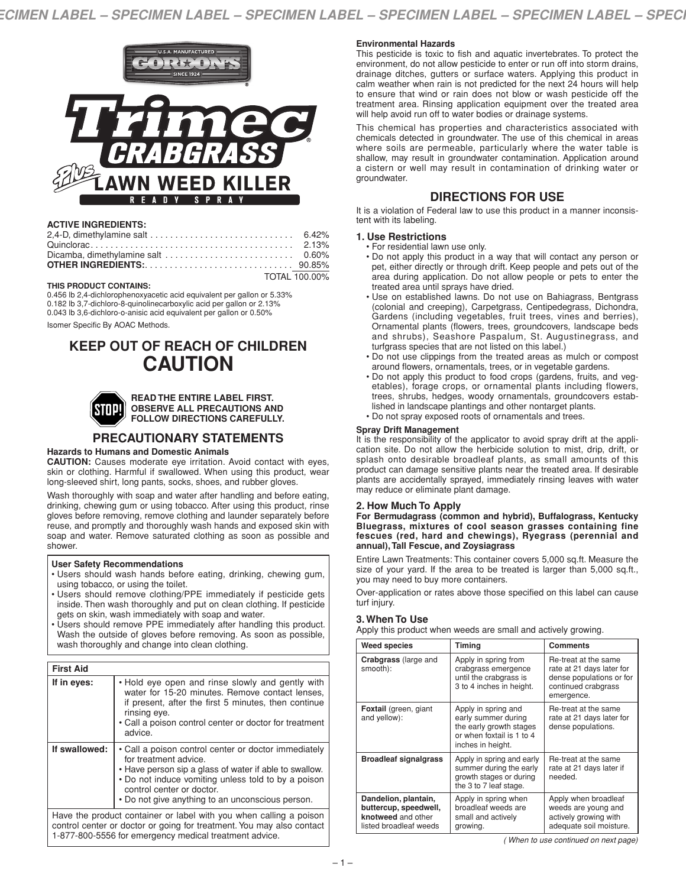U.S.A. MANUFACTURED GORDON'S SINCE 1924

# Trimec® CRABGRASS Plus LAWN WEED KILLER

READY SPRAY

**ACTIVE INGREDIENTS:**

| | |
|---|---|
| 2,4-D, dimethylamine salt | 6.42% |
| Quinclorac | 2.13% |
| Dicamba, dimethylamine salt | 0.60% |
| **OTHER INGREDIENTS:** | 90.85% |
| | TOTAL 100.00% |

**THIS PRODUCT CONTAINS:**

0.456 lb 2,4-dichlorophenoxyacetic acid equivalent per gallon or 5.33%
0.182 lb 3,7-dichloro-8-quinolinecarboxylic acid per gallon or 2.13%
0.043 lb 3,6-dichloro-o-anisic acid equivalent per gallon or 0.50%

Isomer Specific By AOAC Methods.

## KEEP OUT OF REACH OF CHILDREN
## CAUTION

**STOP! READ THE ENTIRE LABEL FIRST. OBSERVE ALL PRECAUTIONS AND FOLLOW DIRECTIONS CAREFULLY.**

## PRECAUTIONARY STATEMENTS

### Hazards to Humans and Domestic Animals

**CAUTION:** Causes moderate eye irritation. Avoid contact with eyes, skin or clothing. Harmful if swallowed. When using this product, wear long-sleeved shirt, long pants, socks, shoes, and rubber gloves.

Wash thoroughly with soap and water after handling and before eating, drinking, chewing gum or using tobacco. After using this product, rinse gloves before removing, remove clothing and launder separately before reuse, and promptly and thoroughly wash hands and exposed skin with soap and water. Remove saturated clothing as soon as possible and shower.

**User Safety Recommendations**

- Users should wash hands before eating, drinking, chewing gum, using tobacco, or using the toilet.
- Users should remove clothing/PPE immediately if pesticide gets inside. Then wash thoroughly and put on clean clothing. If pesticide gets on skin, wash immediately with soap and water.
- Users should remove PPE immediately after handling this product. Wash the outside of gloves before removing. As soon as possible, wash thoroughly and change into clean clothing.

| First Aid | |
|---|---|
| **If in eyes:** | • Hold eye open and rinse slowly and gently with water for 15-20 minutes. Remove contact lenses, if present, after the first 5 minutes, then continue rinsing eye.<br>• Call a poison control center or doctor for treatment advice. |
| **If swallowed:** | • Call a poison control center or doctor immediately for treatment advice.<br>• Have person sip a glass of water if able to swallow.<br>• Do not induce vomiting unless told to by a poison control center or doctor.<br>• Do not give anything to an unconscious person. |
| Have the product container or label with you when calling a poison control center or doctor or going for treatment. You may also contact 1-877-800-5556 for emergency medical treatment advice. | |

### Environmental Hazards

This pesticide is toxic to fish and aquatic invertebrates. To protect the environment, do not allow pesticide to enter or run off into storm drains, drainage ditches, gutters or surface waters. Applying this product in calm weather when rain is not predicted for the next 24 hours will help to ensure that wind or rain does not blow or wash pesticide off the treatment area. Rinsing application equipment over the treated area will help avoid run off to water bodies or drainage systems.

This chemical has properties and characteristics associated with chemicals detected in groundwater. The use of this chemical in areas where soils are permeable, particularly where the water table is shallow, may result in groundwater contamination. Application around a cistern or well may result in contamination of drinking water or groundwater.

## DIRECTIONS FOR USE

It is a violation of Federal law to use this product in a manner inconsistent with its labeling.

### 1. Use Restrictions

- For residential lawn use only.
- Do not apply this product in a way that will contact any person or pet, either directly or through drift. Keep people and pets out of the area during application. Do not allow people or pets to enter the treated area until sprays have dried.
- Use on established lawns. Do not use on Bahiagrass, Bentgrass (colonial and creeping), Carpetgrass, Centipedegrass, Dichondra, Gardens (including vegetables, fruit trees, vines and berries), Ornamental plants (flowers, trees, groundcovers, landscape beds and shrubs), Seashore Paspalum, St. Augustinegrass, and turfgrass species that are not listed on this label.)
- Do not use clippings from the treated areas as mulch or compost around flowers, ornamentals, trees, or in vegetable gardens.
- Do not apply this product to food crops (gardens, fruits, and vegetables), forage crops, or ornamental plants including flowers, trees, shrubs, hedges, woody ornamentals, groundcovers established in landscape plantings and other nontarget plants.
- Do not spray exposed roots of ornamentals and trees.

**Spray Drift Management**

It is the responsibility of the applicator to avoid spray drift at the application site. Do not allow the herbicide solution to mist, drip, drift, or splash onto desirable broadleaf plants, as small amounts of this product can damage sensitive plants near the treated area. If desirable plants are accidentally sprayed, immediately rinsing leaves with water may reduce or eliminate plant damage.

### 2. How Much To Apply

**For Bermudagrass (common and hybrid), Buffalograss, Kentucky Bluegrass, mixtures of cool season grasses containing fine fescues (red, hard and chewings), Ryegrass (perennial and annual), Tall Fescue, and Zoysiagrass**

Entire Lawn Treatments: This container covers 5,000 sq.ft. Measure the size of your yard. If the area to be treated is larger than 5,000 sq.ft., you may need to buy more containers.

Over-application or rates above those specified on this label can cause turf injury.

### 3. When To Use

Apply this product when weeds are small and actively growing.

| Weed species | Timing | Comments |
|---|---|---|
| **Crabgrass** (large and smooth): | Apply in spring from crabgrass emergence until the crabgrass is 3 to 4 inches in height. | Re-treat at the same rate at 21 days later for dense populations or for continued crabgrass emergence. |
| **Foxtail** (green, giant and yellow): | Apply in spring and early summer during the early growth stages or when foxtail is 1 to 4 inches in height. | Re-treat at the same rate at 21 days later for dense populations. |
| **Broadleaf signalgrass** | Apply in spring and early summer during the early growth stages or during the 3 to 7 leaf stage. | Re-treat at the same rate at 21 days later if needed. |
| **Dandelion, plantain, buttercup, speedwell, knotweed** and other listed broadleaf weeds | Apply in spring when broadleaf weeds are small and actively growing. | Apply when broadleaf weeds are young and actively growing with adequate soil moisture. |

*( When to use continued on next page)*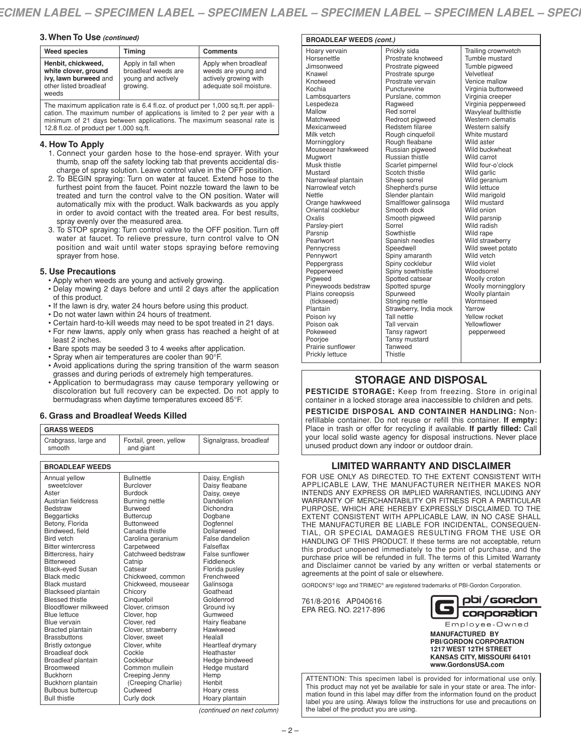### 3. When To Use *(continued)*

| Weed species | Timing | Comments |
|---|---|---|
| **Henbit, chickweed, white clover, ground ivy, lawn burweed** and other listed broadleaf weeds | Apply in fall when broadleaf weeds are young and actively growing. | Apply when broadleaf weeds are young and actively growing with adequate soil moisture. |

The maximum application rate is 6.4 fl.oz. of product per 1,000 sq.ft. per application. The maximum number of applications is limited to 2 per year with a minimum of 21 days between applications. The maximum seasonal rate is 12.8 fl.oz. of product per 1,000 sq.ft.

### 4. How To Apply

1. Connect your garden hose to the hose-end sprayer. With your thumb, snap off the safety locking tab that prevents accidental discharge of spray solution. Leave control valve in the OFF position.
2. To BEGIN spraying: Turn on water at faucet. Extend hose to the furthest point from the faucet. Point nozzle toward the lawn to be treated and turn the control valve to the ON position. Water will automatically mix with the product. Walk backwards as you apply in order to avoid contact with the treated area. For best results, spray evenly over the measured area.
3. To STOP spraying: Turn control valve to the OFF position. Turn off water at faucet. To relieve pressure, turn control valve to ON position and wait until water stops spraying before removing sprayer from hose.

### 5. Use Precautions

- Apply when weeds are young and actively growing.
- Delay mowing 2 days before and until 2 days after the application of this product.
- If the lawn is dry, water 24 hours before using this product.
- Do not water lawn within 24 hours of treatment.
- Certain hard-to-kill weeds may need to be spot treated in 21 days.
- For new lawns, apply only when grass has reached a height of at least 2 inches.
- Bare spots may be seeded 3 to 4 weeks after application.
- Spray when air temperatures are cooler than 90°F.
- Avoid applications during the spring transition of the warm season grasses and during periods of extremely high temperatures.
- Application to bermudagrass may cause temporary yellowing or discoloration but full recovery can be expected. Do not apply to bermudagrass when daytime temperatures exceed 85°F.

### 6. Grass and Broadleaf Weeds Killed

| GRASS WEEDS | | |
|---|---|---|
| Crabgrass, large and smooth | Foxtail, green, yellow and giant | Signalgrass, broadleaf |

**BROADLEAF WEEDS**

Annual yellow sweetclover
Aster
Austrian fieldcress
Bedstraw
Beggarticks
Betony, Florida
Bindweed, field
Bird vetch
Bitter wintercress
Bittercress, hairy
Bitterweed
Black-eyed Susan
Black medic
Black mustard
Blackseed plantain
Blessed thistle
Bloodflower milkweed
Blue lettuce
Blue vervain
Bracted plantain
Brassbuttons
Bristly oxtongue
Broadleaf dock
Broadleaf plantain
Broomweed
Buckhorn
Buckhorn plantain
Bulbous buttercup
Bull thistle
Bullnettle
Burclover
Burdock
Burning nettle
Burweed
Buttercup
Buttonweed
Canada thistle
Carolina geranium
Carpetweed
Catchweed bedstraw
Catnip
Catsear
Chickweed, common
Chickweed, mouseear
Chicory
Cinquefoil
Clover, crimson
Clover, hop
Clover, red
Clover, strawberry
Clover, sweet
Clover, white
Cockle
Cocklebur
Common mullein
Creeping Jenny (Creeping Charlie)
Cudweed
Curly dock
Daisy, English
Daisy fleabane
Daisy, oxeye
Dandelion
Dichondra
Dogbane
Dogfennel
Dollarweed
False dandelion
Falseflax
False sunflower
Fiddleneck
Florida pusley
Frenchweed
Galinsoga
Goathead
Goldenrod
Ground ivy
Gumweed
Hairy fleabane
Hawkweed
Healall
Heartleaf drymary
Heathaster
Hedge bindweed
Hedge mustard
Hemp
Henbit
Hoary cress
Hoary plantain

*(continued on next column)*

**BROADLEAF WEEDS *(cont.)***

Hoary vervain
Horsenettle
Jimsonweed
Knawel
Knotweed
Kochia
Lambsquarters
Lespedeza
Mallow
Matchweed
Mexicanweed
Milk vetch
Morningglory
Mouseear hawkweed
Mugwort
Musk thistle
Mustard
Narrowleaf plantain
Narrowleaf vetch
Nettle
Orange hawkweed
Oriental cocklebur
Oxalis
Parsley-piert
Parsnip
Pearlwort
Pennycress
Pennywort
Peppergrass
Pepperweed
Pigweed
Pineywoods bedstraw
Plains coreopsis (tickseed)
Plantain
Poison ivy
Poison oak
Pokeweed
Poorjoe
Prairie sunflower
Prickly lettuce
Prickly sida
Prostrate knotweed
Prostrate pigweed
Prostrate spurge
Prostrate vervain
Puncturevine
Purslane, common
Ragweed
Red sorrel
Redroot pigweed
Redstem filaree
Rough cinquefoil
Rough fleabane
Russian pigweed
Russian thistle
Scarlet pimpernel
Scotch thistle
Sheep sorrel
Shepherd's purse
Slender plantain
Smallflower galinsoga
Smooth dock
Smooth pigweed
Sorrel
Sowthistle
Spanish needles
Speedwell
Spiny amaranth
Spiny cocklebur
Spiny sowthistle
Spotted catsear
Spotted spurge
Spurweed
Stinging nettle
Strawberry, India mock
Tall nettle
Tall vervain
Tansy ragwort
Tansy mustard
Tanweed
Thistle
Trailing crownvetch
Tumble mustard
Tumble pigweed
Velvetleaf
Venice mallow
Virginia buttonweed
Virginia creeper
Virginia pepperweed
Wavyleaf bullthistle
Western clematis
Western salsify
White mustard
Wild aster
Wild buckwheat
Wild carrot
Wild four-o'clock
Wild garlic
Wild geranium
Wild lettuce
Wild marigold
Wild mustard
Wild onion
Wild parsnip
Wild radish
Wild rape
Wild strawberry
Wild sweet potato
Wild vetch
Wild violet
Woodsorrel
Woolly croton
Woolly morningglory
Woolly plantain
Wormseed
Yarrow
Yellow rocket
Yellowflower pepperweed

## STORAGE AND DISPOSAL

**PESTICIDE STORAGE:** Keep from freezing. Store in original container in a locked storage area inaccessible to children and pets.

**PESTICIDE DISPOSAL AND CONTAINER HANDLING:** Nonrefillable container. Do not reuse or refill this container. **If empty:** Place in trash or offer for recycling if available. **If partly filled:** Call your local solid waste agency for disposal instructions. Never place unused product down any indoor or outdoor drain.

## LIMITED WARRANTY AND DISCLAIMER

FOR USE ONLY AS DIRECTED. TO THE EXTENT CONSISTENT WITH APPLICABLE LAW, THE MANUFACTURER NEITHER MAKES NOR INTENDS ANY EXPRESS OR IMPLIED WARRANTIES, INCLUDING ANY WARRANTY OF MERCHANTABILITY OR FITNESS FOR A PARTICULAR PURPOSE, WHICH ARE HEREBY EXPRESSLY DISCLAIMED. TO THE EXTENT CONSISTENT WITH APPLICABLE LAW, IN NO CASE SHALL THE MANUFACTURER BE LIABLE FOR INCIDENTAL, CONSEQUENTIAL, OR SPECIAL DAMAGES RESULTING FROM THE USE OR HANDLING OF THIS PRODUCT. If these terms are not acceptable, return this product unopened immediately to the point of purchase, and the purchase price will be refunded in full. The terms of this Limited Warranty and Disclaimer cannot be varied by any written or verbal statements or agreements at the point of sale or elsewhere.

GORDON'S® logo and TRIMEC® are registered trademarks of PBI-Gordon Corporation.

761/8-2016 AP040616
EPA REG. NO. 2217-896

pbi/gordon corporation
Employee-Owned

**MANUFACTURED BY**
**PBI/GORDON CORPORATION**
**1217 WEST 12TH STREET**
**KANSAS CITY, MISSOURI 64101**
**www.GordonsUSA.com**

ATTENTION: This specimen label is provided for informational use only. This product may not yet be available for sale in your state or area. The information found in this label may differ from the information found on the product label you are using. Always follow the instructions for use and precautions on the label of the product you are using.